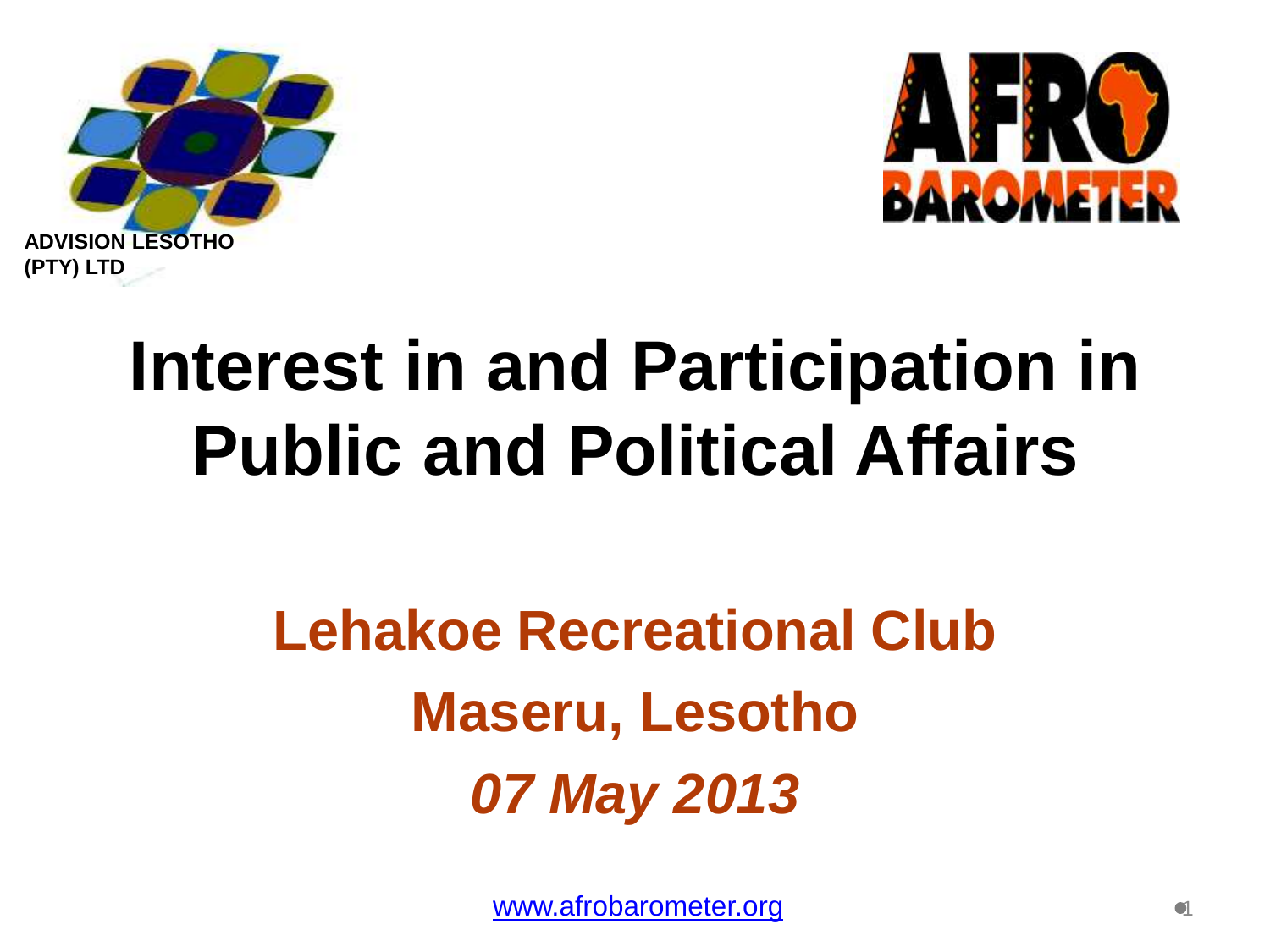ADVISION LESOTHO (PTY) LTD

# Interest in and Participation in Public and Political Affairs

## Lehakoe Recreational Club

## Maseru, Lesotho

## *07 May 2013*

www.afrobarometer.org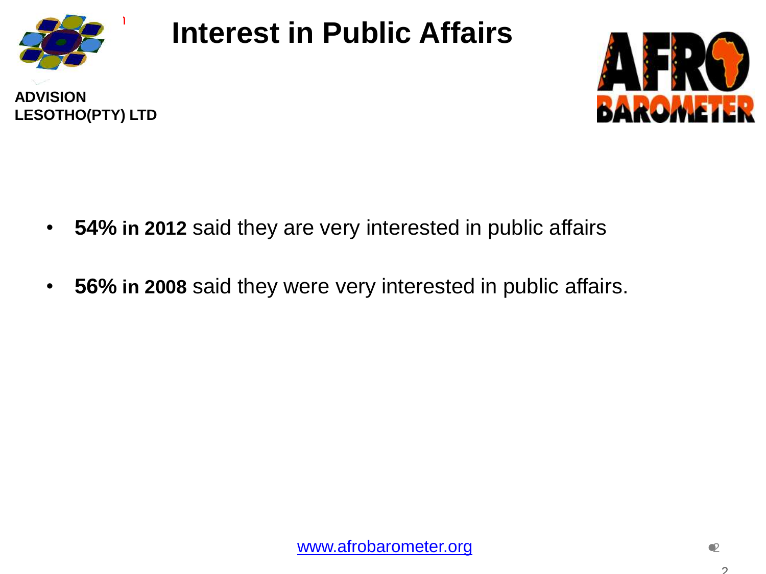ADVISION LESOTHO(PTY) LTD

# Interest in Public Affairs

- **54% in 2012** said they are very interested in public affairs
- **56% in 2008** said they were very interested in public affairs.

www.afrobarometer.org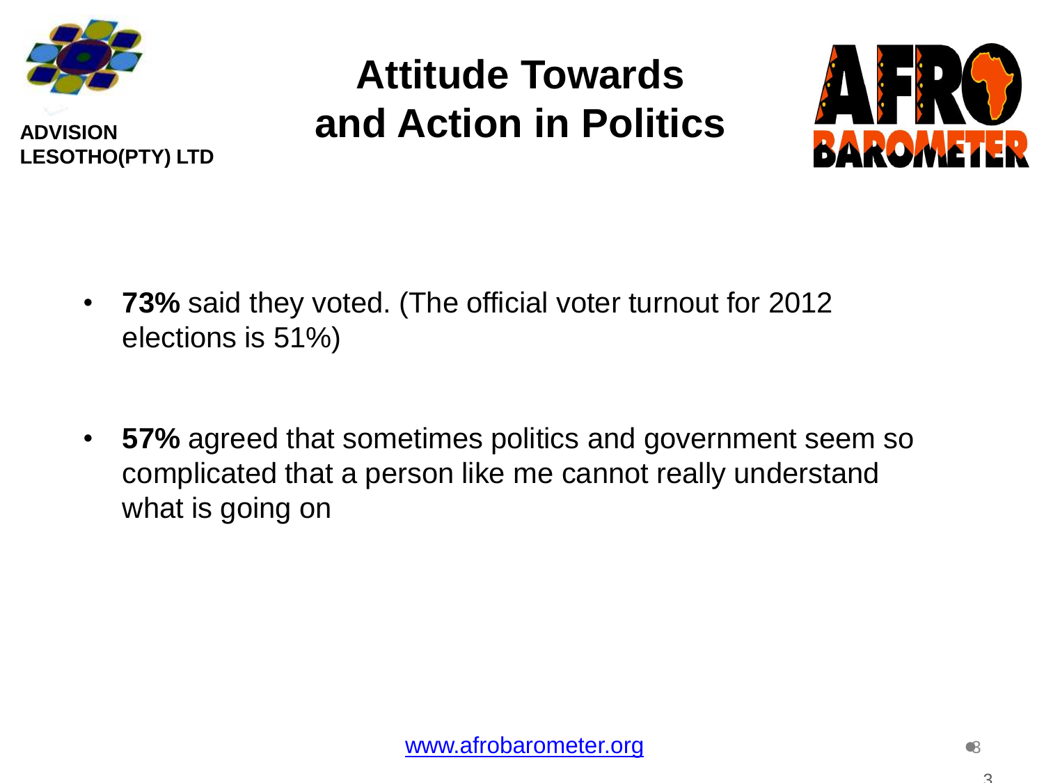ADVISION LESOTHO(PTY) LTD

# Attitude Towards and Action in Politics

- **73%** said they voted. (The official voter turnout for 2012 elections is 51%)

- **57%** agreed that sometimes politics and government seem so complicated that a person like me cannot really understand what is going on

www.afrobarometer.org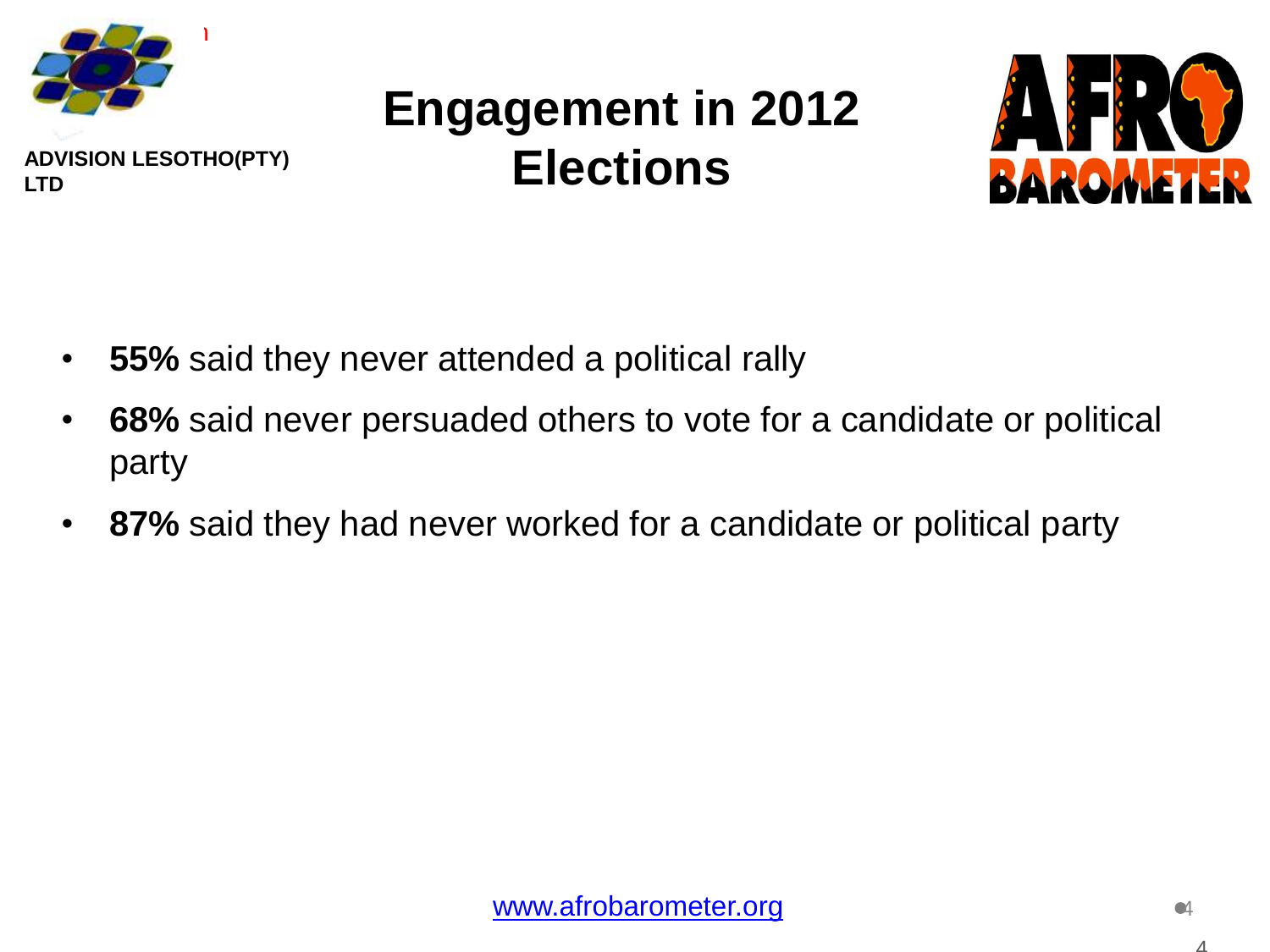ADVISION LESOTHO(PTY) LTD

# Engagement in 2012 Elections

- **55%** said they never attended a political rally
- **68%** said never persuaded others to vote for a candidate or political party
- **87%** said they had never worked for a candidate or political party

www.afrobarometer.org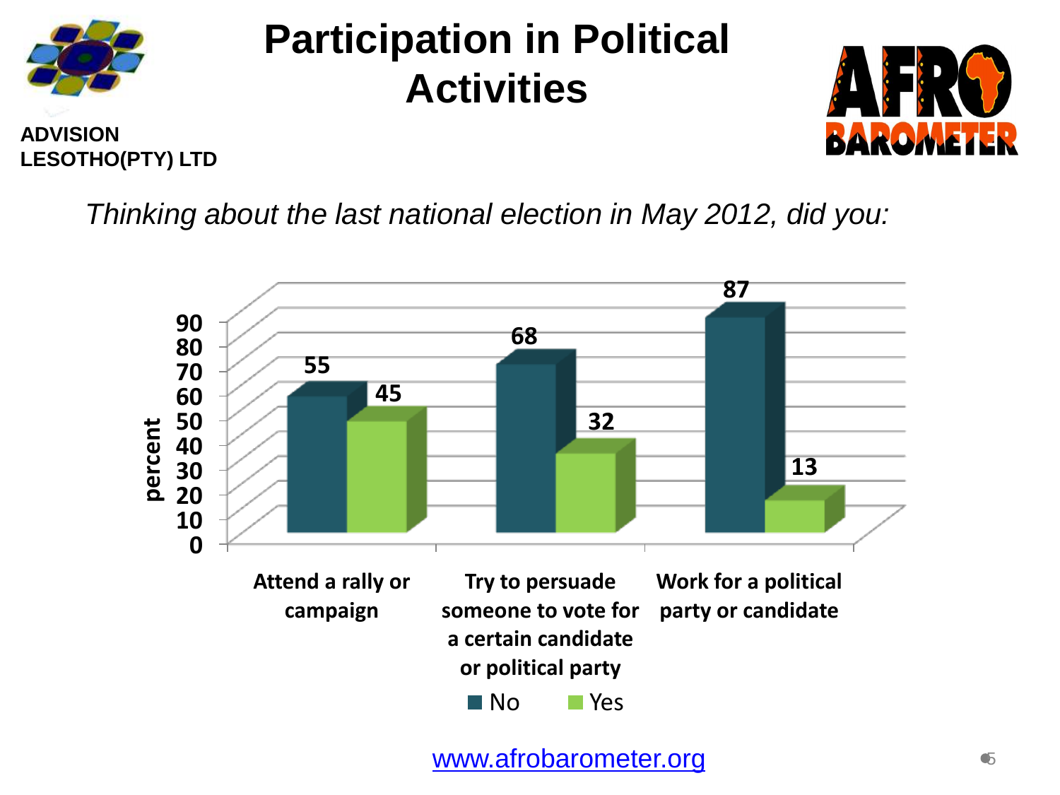ADVISION LESOTHO(PTY) LTD

# Participation in Political Activities

AFRO BAROMETER

*Thinking about the last national election in May 2012, did you:*

percent

90
80
70
60
50
40
30
20
10
0

55
45
68
32
87
13

Attend a rally or campaign

Try to persuade someone to vote for a certain candidate or political party

Work for a political party or candidate

No
Yes

www.afrobarometer.org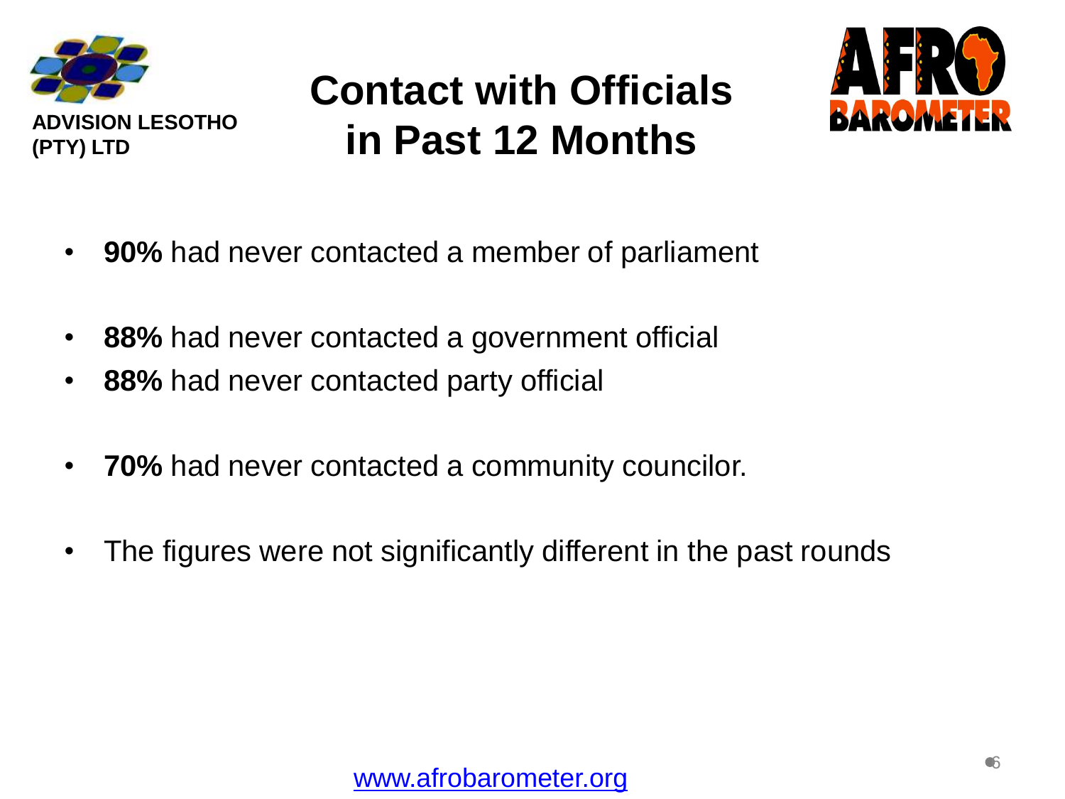ADVISION LESOTHO (PTY) LTD

# Contact with Officials in Past 12 Months

- **90%** had never contacted a member of parliament
- **88%** had never contacted a government official
- **88%** had never contacted party official
- **70%** had never contacted a community councilor.
- The figures were not significantly different in the past rounds

www.afrobarometer.org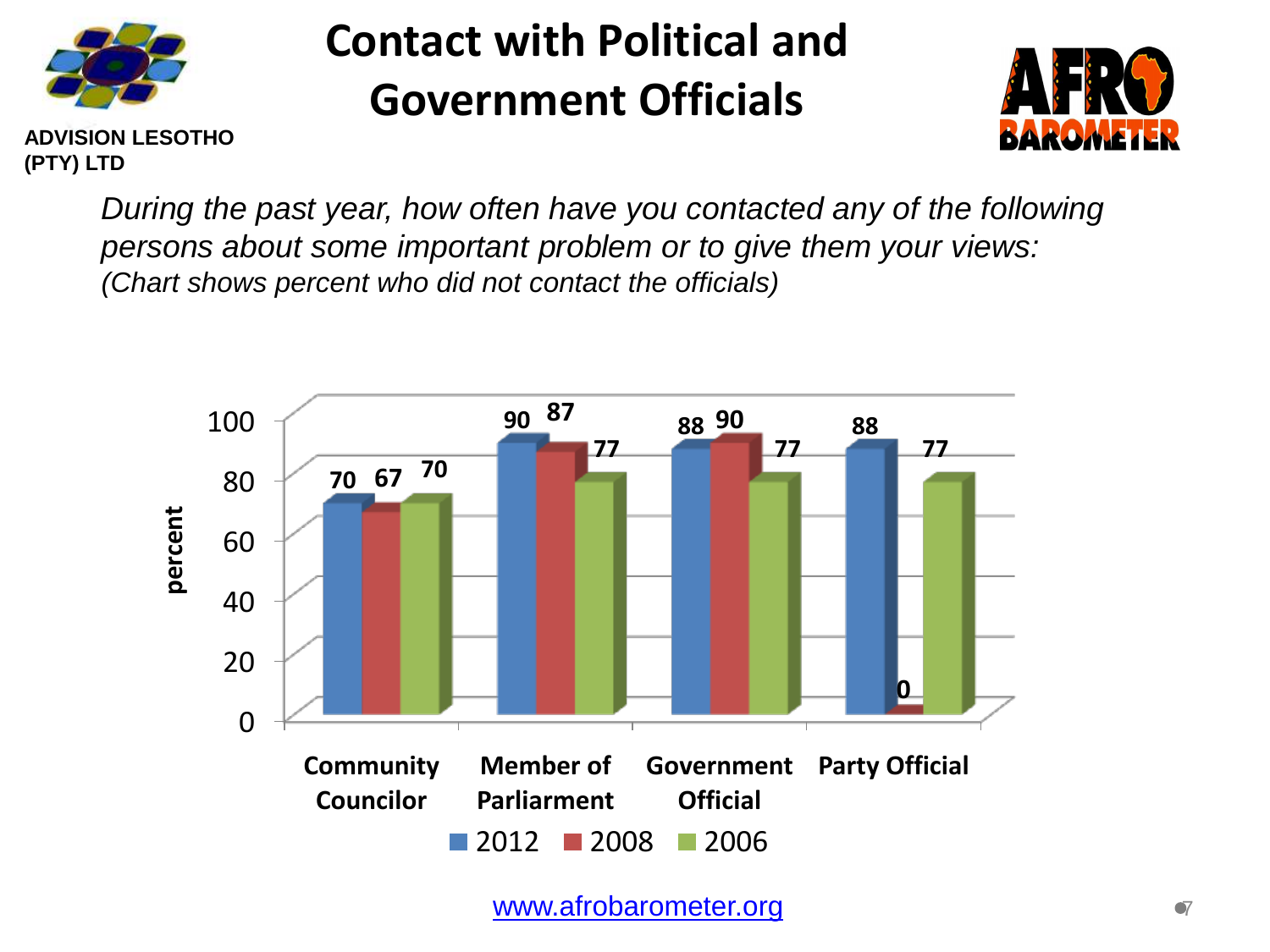ADVISION LESOTHO (PTY) LTD

# Contact with Political and Government Officials

*During the past year, how often have you contacted any of the following persons about some important problem or to give them your views:*
*(Chart shows percent who did not contact the officials)*

percent

100
80
60
40
20
0

70 67 70
90 87 77
88 90 77
88 0 77

Community Councilor
Member of Parliarment
Government Official
Party Official

2012 2008 2006

www.afrobarometer.org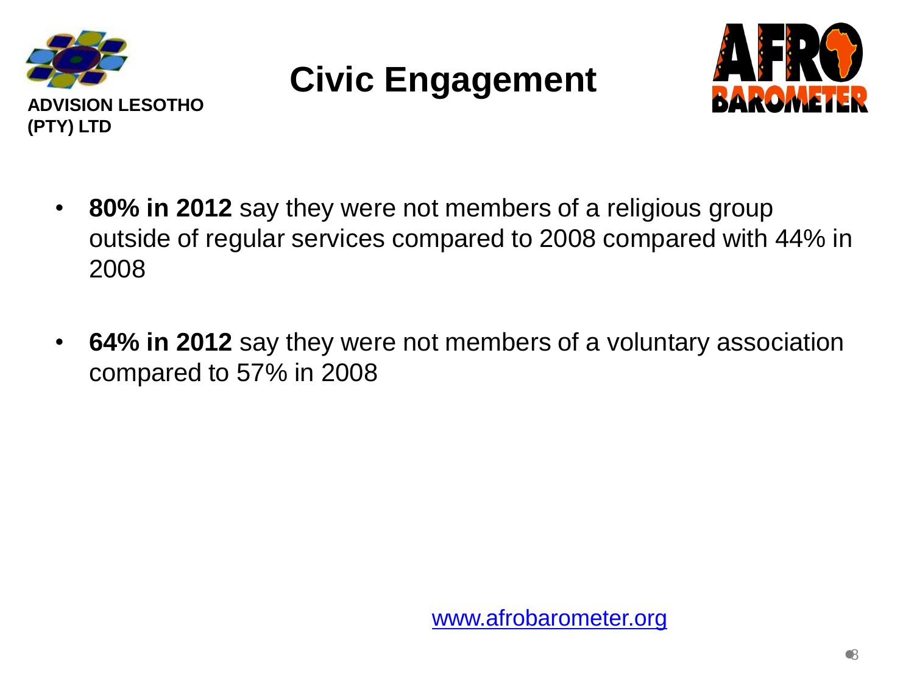ADVISION LESOTHO (PTY) LTD

# Civic Engagement

- **80% in 2012** say they were not members of a religious group outside of regular services compared to 2008 compared with 44% in 2008

- **64% in 2012** say they were not members of a voluntary association compared to 57% in 2008

www.afrobarometer.org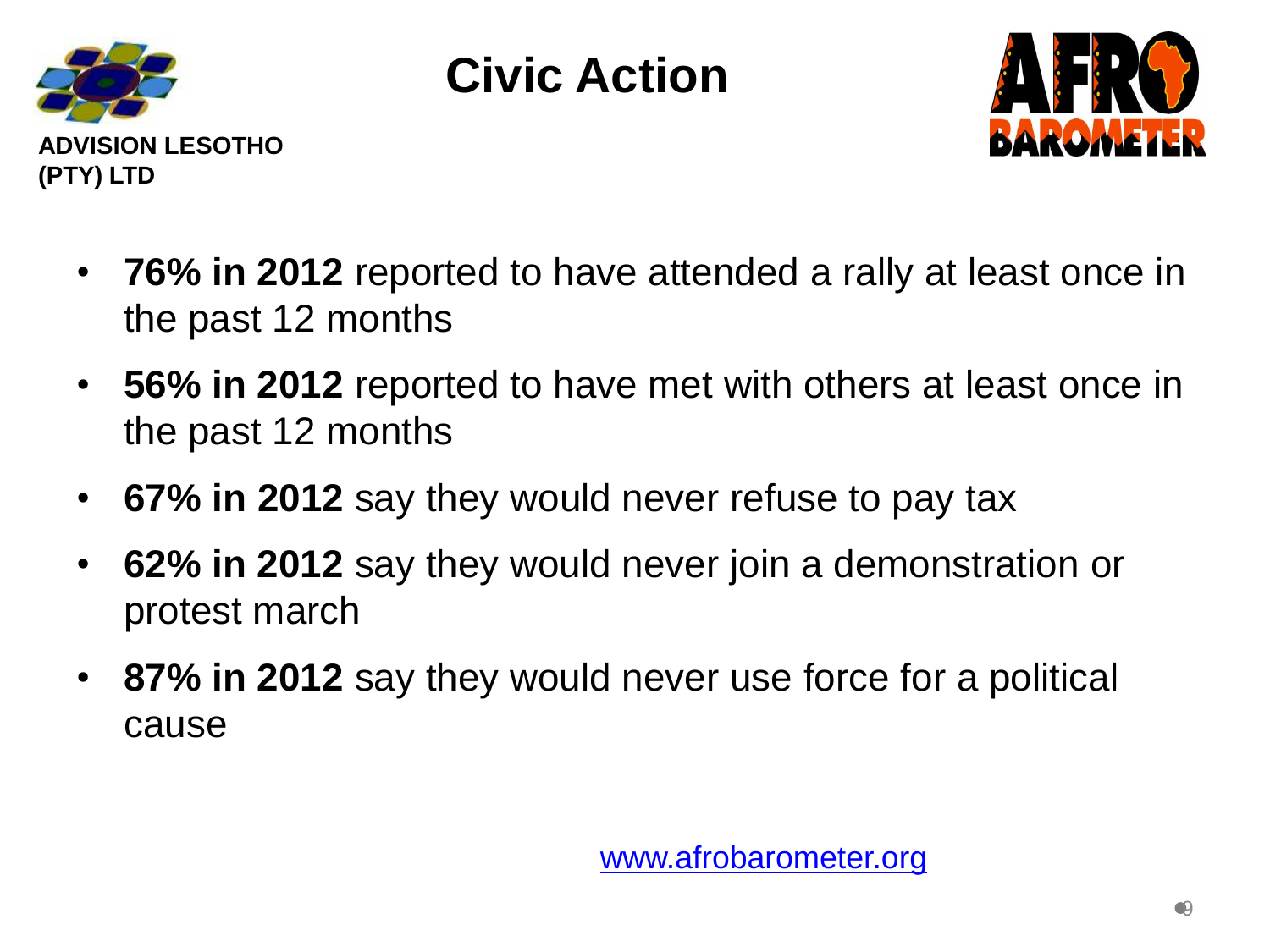ADVISION LESOTHO (PTY) LTD

# Civic Action

- **76% in 2012** reported to have attended a rally at least once in the past 12 months
- **56% in 2012** reported to have met with others at least once in the past 12 months
- **67% in 2012** say they would never refuse to pay tax
- **62% in 2012** say they would never join a demonstration or protest march
- **87% in 2012** say they would never use force for a political cause

www.afrobarometer.org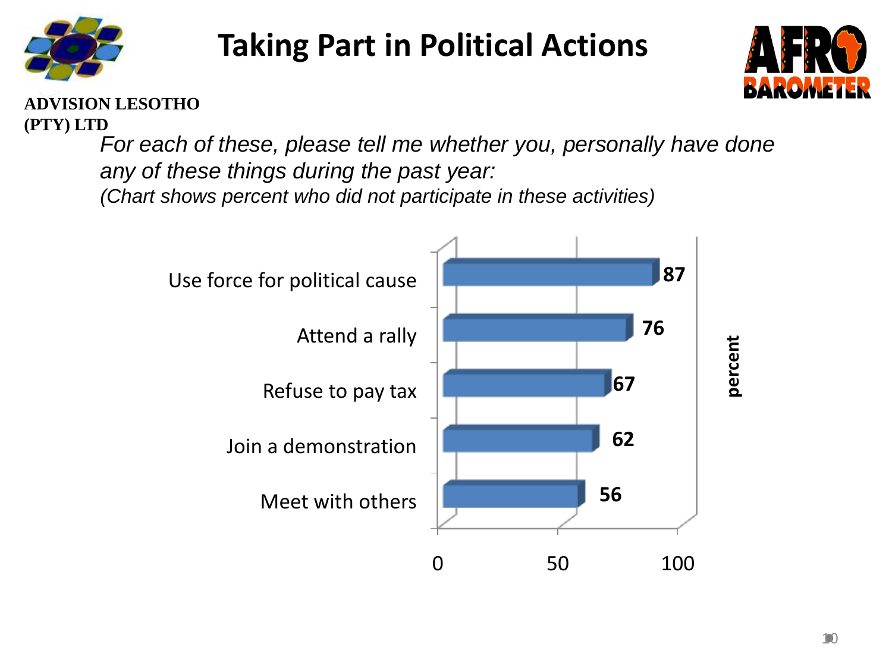# Taking Part in Political Actions

ADVISION LESOTHO (PTY) LTD

*For each of these, please tell me whether you, personally have done any of these things during the past year:*

*(Chart shows percent who did not participate in these activities)*

Use force for political cause
Attend a rally
Refuse to pay tax
Join a demonstration
Meet with others

87
76
67
62
56

0
50
100

percent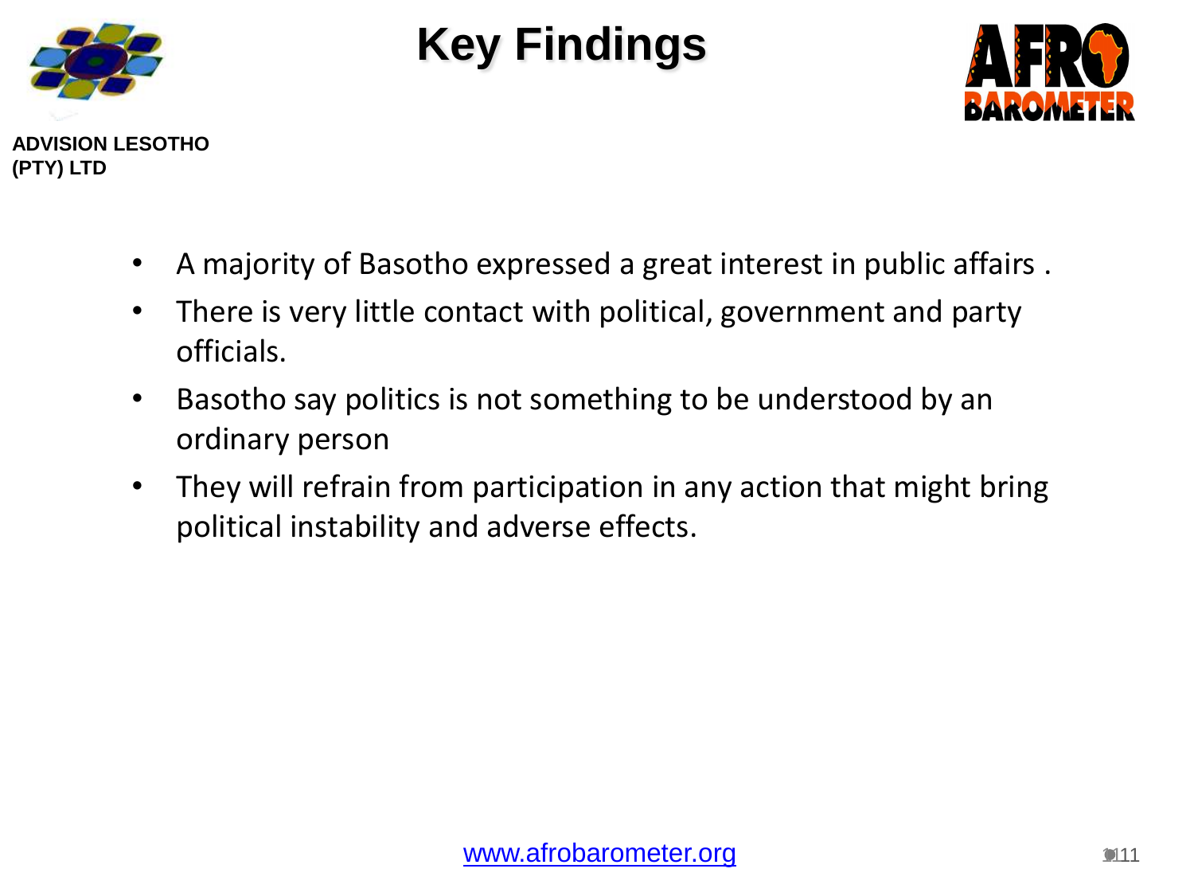ADVISION LESOTHO (PTY) LTD

# Key Findings

- A majority of Basotho expressed a great interest in public affairs .
- There is very little contact with political, government and party officials.
- Basotho say politics is not something to be understood by an ordinary person
- They will refrain from participation in any action that might bring political instability and adverse effects.

www.afrobarometer.org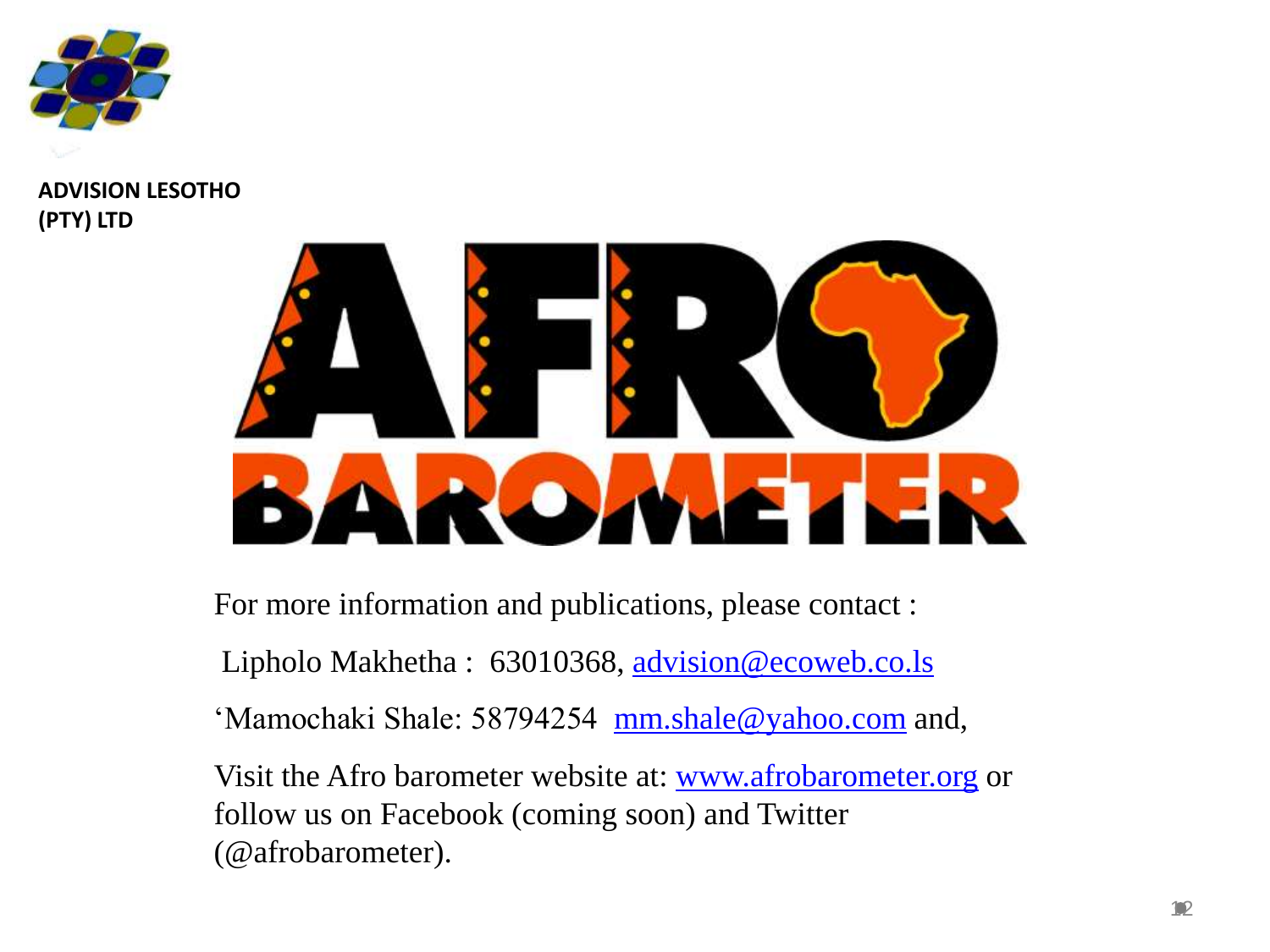**ADVISION LESOTHO (PTY) LTD**

For more information and publications, please contact :

Lipholo Makhetha : 63010368, advision@ecoweb.co.ls

'Mamochaki Shale: 58794254 mm.shale@yahoo.com and,

Visit the Afro barometer website at: www.afrobarometer.org or follow us on Facebook (coming soon) and Twitter (@afrobarometer).